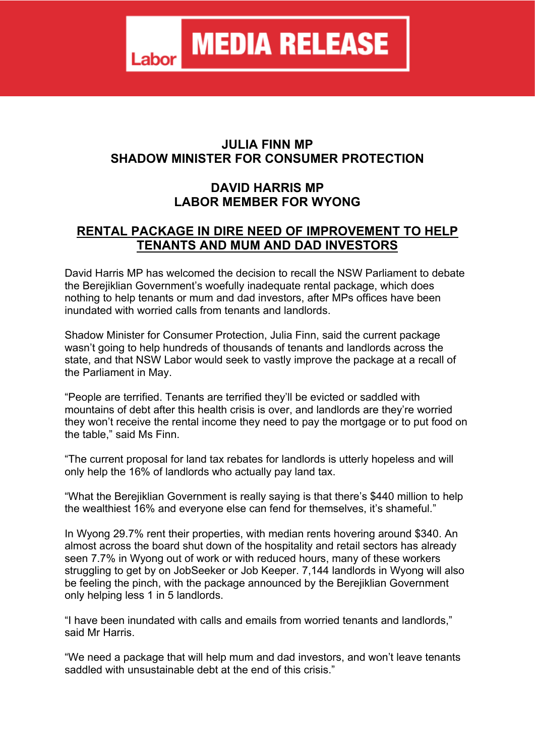# MEDIA RELEASE

**JULIA FINN MP**
**SHADOW MINISTER FOR CONSUMER PROTECTION**

**DAVID HARRIS MP**
**LABOR MEMBER FOR WYONG**

## RENTAL PACKAGE IN DIRE NEED OF IMPROVEMENT TO HELP TENANTS AND MUM AND DAD INVESTORS

David Harris MP has welcomed the decision to recall the NSW Parliament to debate the Berejiklian Government's woefully inadequate rental package, which does nothing to help tenants or mum and dad investors, after MPs offices have been inundated with worried calls from tenants and landlords.

Shadow Minister for Consumer Protection, Julia Finn, said the current package wasn't going to help hundreds of thousands of tenants and landlords across the state, and that NSW Labor would seek to vastly improve the package at a recall of the Parliament in May.

"People are terrified. Tenants are terrified they'll be evicted or saddled with mountains of debt after this health crisis is over, and landlords are they're worried they won't receive the rental income they need to pay the mortgage or to put food on the table," said Ms Finn.

"The current proposal for land tax rebates for landlords is utterly hopeless and will only help the 16% of landlords who actually pay land tax.

"What the Berejiklian Government is really saying is that there's $440 million to help the wealthiest 16% and everyone else can fend for themselves, it's shameful."

In Wyong 29.7% rent their properties, with median rents hovering around $340. An almost across the board shut down of the hospitality and retail sectors has already seen 7.7% in Wyong out of work or with reduced hours, many of these workers struggling to get by on JobSeeker or Job Keeper. 7,144 landlords in Wyong will also be feeling the pinch, with the package announced by the Berejiklian Government only helping less 1 in 5 landlords.

"I have been inundated with calls and emails from worried tenants and landlords," said Mr Harris.

"We need a package that will help mum and dad investors, and won't leave tenants saddled with unsustainable debt at the end of this crisis."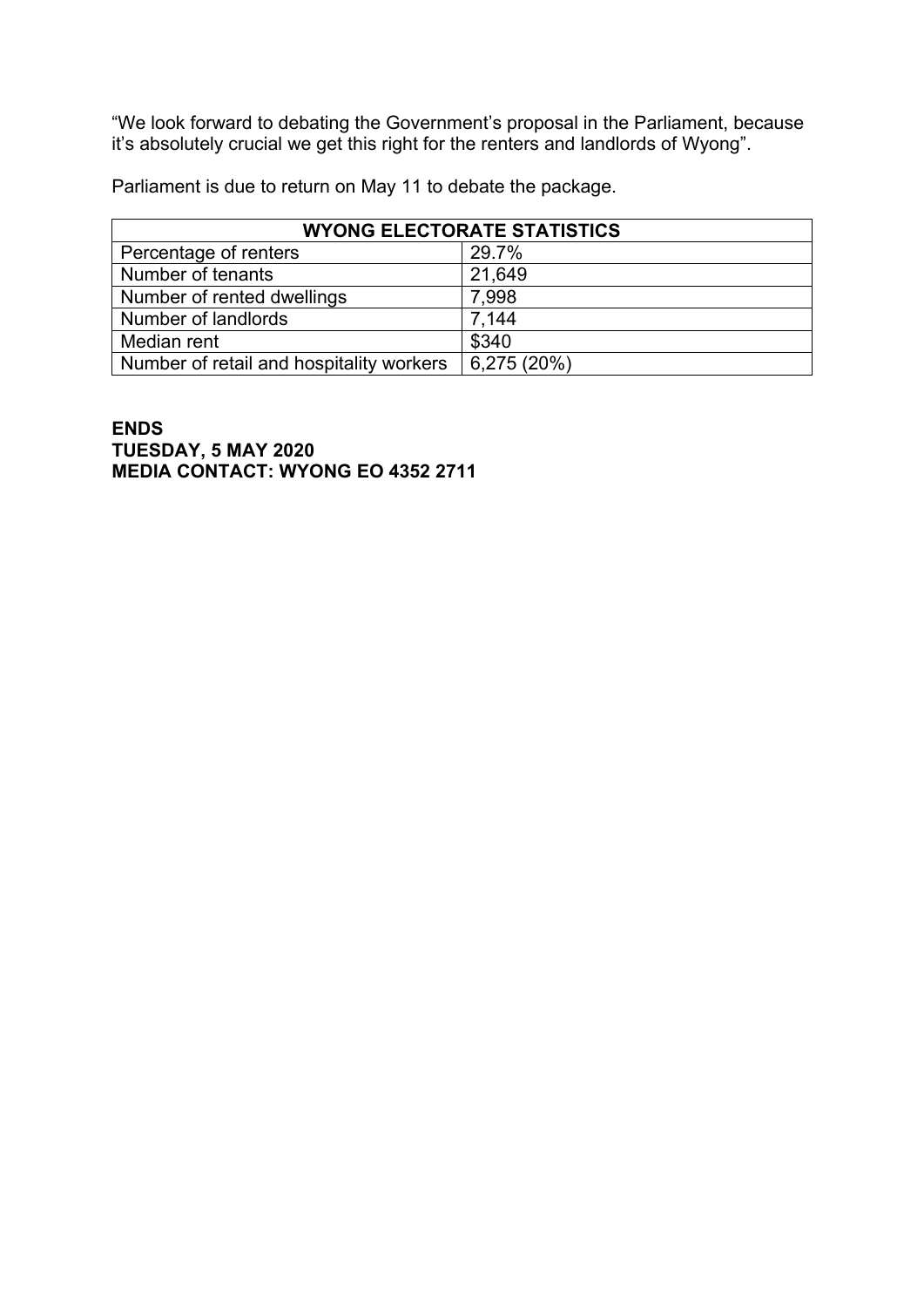"We look forward to debating the Government's proposal in the Parliament, because it's absolutely crucial we get this right for the renters and landlords of Wyong".

Parliament is due to return on May 11 to debate the package.

| WYONG ELECTORATE STATISTICS | |
|---|---|
| Percentage of renters | 29.7% |
| Number of tenants | 21,649 |
| Number of rented dwellings | 7,998 |
| Number of landlords | 7,144 |
| Median rent | $340 |
| Number of retail and hospitality workers | 6,275 (20%) |

**ENDS**
**TUESDAY, 5 MAY 2020**
**MEDIA CONTACT: WYONG EO 4352 2711**